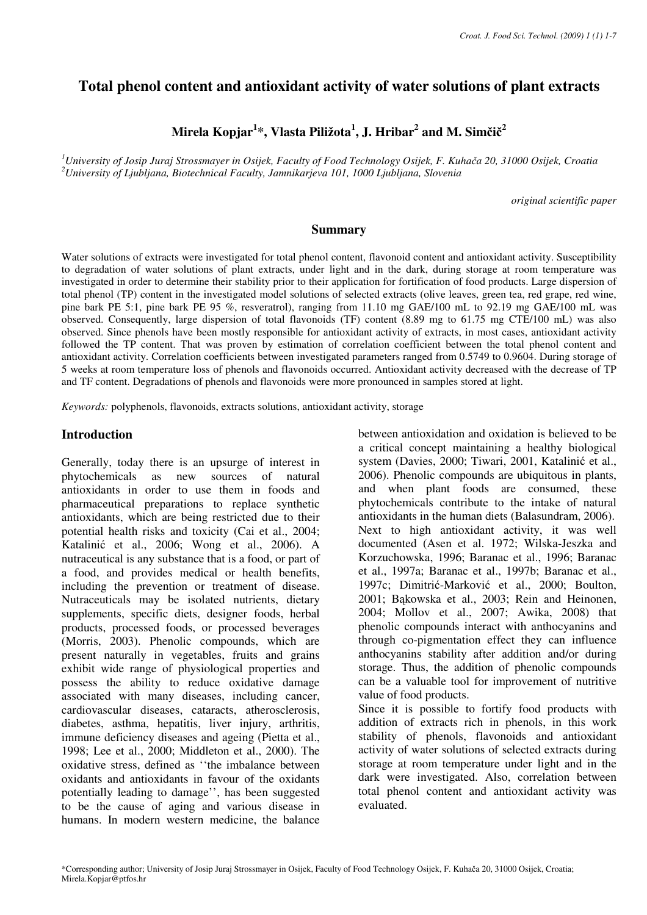# Total phenol content and antioxidant activity of water solutions of plant extracts

**Mirela Kopjar[1]\*, Vlasta Piližota[1], J. Hribar[2] and M. Simčič[2]**

[1] *University of Josip Juraj Strossmayer in Osijek, Faculty of Food Technology Osijek, F. Kuhača 20, 31000 Osijek, Croatia*
[2] *University of Ljubljana, Biotechnical Faculty, Jamnikarjeva 101, 1000 Ljubljana, Slovenia*

*original scientific paper*

## Summary

Water solutions of extracts were investigated for total phenol content, flavonoid content and antioxidant activity. Susceptibility to degradation of water solutions of plant extracts, under light and in the dark, during storage at room temperature was investigated in order to determine their stability prior to their application for fortification of food products. Large dispersion of total phenol (TP) content in the investigated model solutions of selected extracts (olive leaves, green tea, red grape, red wine, pine bark PE 5:1, pine bark PE 95 %, resveratrol), ranging from 11.10 mg GAE/100 mL to 92.19 mg GAE/100 mL was observed. Consequently, large dispersion of total flavonoids (TF) content (8.89 mg to 61.75 mg CTE/100 mL) was also observed. Since phenols have been mostly responsible for antioxidant activity of extracts, in most cases, antioxidant activity followed the TP content. That was proven by estimation of correlation coefficient between the total phenol content and antioxidant activity. Correlation coefficients between investigated parameters ranged from 0.5749 to 0.9604. During storage of 5 weeks at room temperature loss of phenols and flavonoids occurred. Antioxidant activity decreased with the decrease of TP and TF content. Degradations of phenols and flavonoids were more pronounced in samples stored at light.

*Keywords:* polyphenols, flavonoids, extracts solutions, antioxidant activity, storage

## Introduction

Generally, today there is an upsurge of interest in phytochemicals as new sources of natural antioxidants in order to use them in foods and pharmaceutical preparations to replace synthetic antioxidants, which are being restricted due to their potential health risks and toxicity (Cai et al., 2004; Katalinić et al., 2006; Wong et al., 2006). A nutraceutical is any substance that is a food, or part of a food, and provides medical or health benefits, including the prevention or treatment of disease. Nutraceuticals may be isolated nutrients, dietary supplements, specific diets, designer foods, herbal products, processed foods, or processed beverages (Morris, 2003). Phenolic compounds, which are present naturally in vegetables, fruits and grains exhibit wide range of physiological properties and possess the ability to reduce oxidative damage associated with many diseases, including cancer, cardiovascular diseases, cataracts, atherosclerosis, diabetes, asthma, hepatitis, liver injury, arthritis, immune deficiency diseases and ageing (Pietta et al., 1998; Lee et al., 2000; Middleton et al., 2000). The oxidative stress, defined as ''the imbalance between oxidants and antioxidants in favour of the oxidants potentially leading to damage'', has been suggested to be the cause of aging and various disease in humans. In modern western medicine, the balance between antioxidation and oxidation is believed to be a critical concept maintaining a healthy biological system (Davies, 2000; Tiwari, 2001, Katalinić et al., 2006). Phenolic compounds are ubiquitous in plants, and when plant foods are consumed, these phytochemicals contribute to the intake of natural antioxidants in the human diets (Balasundram, 2006). Next to high antioxidant activity, it was well documented (Asen et al. 1972; Wilska-Jeszka and Korzuchowska, 1996; Baranac et al., 1996; Baranac et al., 1997a; Baranac et al., 1997b; Baranac et al., 1997c; Dimitrić-Marković et al., 2000; Boulton, 2001; Bąkowska et al., 2003; Rein and Heinonen, 2004; Mollov et al., 2007; Awika, 2008) that phenolic compounds interact with anthocyanins and through co-pigmentation effect they can influence anthocyanins stability after addition and/or during storage. Thus, the addition of phenolic compounds can be a valuable tool for improvement of nutritive value of food products.

Since it is possible to fortify food products with addition of extracts rich in phenols, in this work stability of phenols, flavonoids and antioxidant activity of water solutions of selected extracts during storage at room temperature under light and in the dark were investigated. Also, correlation between total phenol content and antioxidant activity was evaluated.

\*Corresponding author; University of Josip Juraj Strossmayer in Osijek, Faculty of Food Technology Osijek, F. Kuhača 20, 31000 Osijek, Croatia; Mirela.Kopjar@ptfos.hr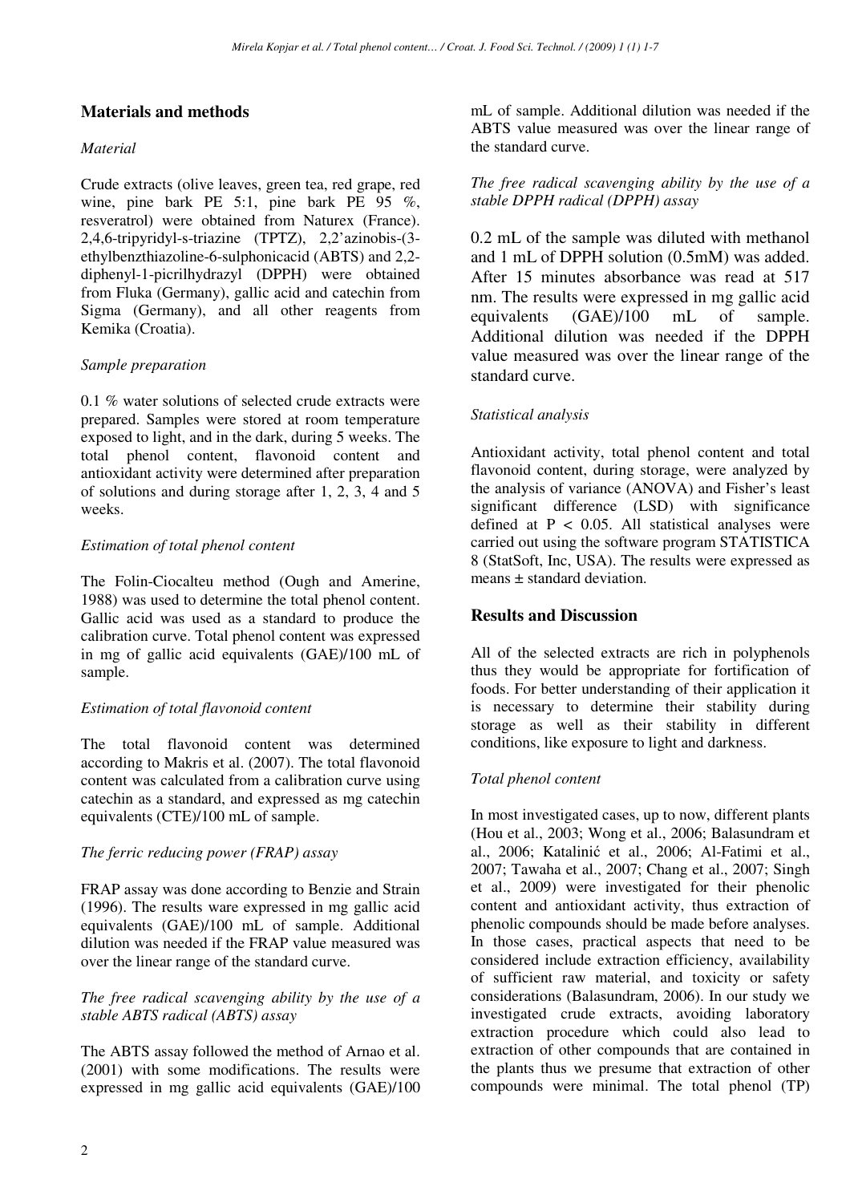## Materials and methods

*Material*

Crude extracts (olive leaves, green tea, red grape, red wine, pine bark PE 5:1, pine bark PE 95 %, resveratrol) were obtained from Naturex (France). 2,4,6-tripyridyl-s-triazine (TPTZ), 2,2'azinobis-(3-ethylbenzthiazoline-6-sulphonicacid (ABTS) and 2,2-diphenyl-1-picrilhydrazyl (DPPH) were obtained from Fluka (Germany), gallic acid and catechin from Sigma (Germany), and all other reagents from Kemika (Croatia).

*Sample preparation*

0.1 % water solutions of selected crude extracts were prepared. Samples were stored at room temperature exposed to light, and in the dark, during 5 weeks. The total phenol content, flavonoid content and antioxidant activity were determined after preparation of solutions and during storage after 1, 2, 3, 4 and 5 weeks.

*Estimation of total phenol content*

The Folin-Ciocalteu method (Ough and Amerine, 1988) was used to determine the total phenol content. Gallic acid was used as a standard to produce the calibration curve. Total phenol content was expressed in mg of gallic acid equivalents (GAE)/100 mL of sample.

*Estimation of total flavonoid content*

The total flavonoid content was determined according to Makris et al. (2007). The total flavonoid content was calculated from a calibration curve using catechin as a standard, and expressed as mg catechin equivalents (CTE)/100 mL of sample.

*The ferric reducing power (FRAP) assay*

FRAP assay was done according to Benzie and Strain (1996). The results ware expressed in mg gallic acid equivalents (GAE)/100 mL of sample. Additional dilution was needed if the FRAP value measured was over the linear range of the standard curve.

*The free radical scavenging ability by the use of a stable ABTS radical (ABTS) assay*

The ABTS assay followed the method of Arnao et al. (2001) with some modifications. The results were expressed in mg gallic acid equivalents (GAE)/100 mL of sample. Additional dilution was needed if the ABTS value measured was over the linear range of the standard curve.

*The free radical scavenging ability by the use of a stable DPPH radical (DPPH) assay*

0.2 mL of the sample was diluted with methanol and 1 mL of DPPH solution (0.5mM) was added. After 15 minutes absorbance was read at 517 nm. The results were expressed in mg gallic acid equivalents (GAE)/100 mL of sample. Additional dilution was needed if the DPPH value measured was over the linear range of the standard curve.

*Statistical analysis*

Antioxidant activity, total phenol content and total flavonoid content, during storage, were analyzed by the analysis of variance (ANOVA) and Fisher's least significant difference (LSD) with significance defined at $P < 0.05$. All statistical analyses were carried out using the software program STATISTICA 8 (StatSoft, Inc, USA). The results were expressed as means ± standard deviation.

## Results and Discussion

All of the selected extracts are rich in polyphenols thus they would be appropriate for fortification of foods. For better understanding of their application it is necessary to determine their stability during storage as well as their stability in different conditions, like exposure to light and darkness.

*Total phenol content*

In most investigated cases, up to now, different plants (Hou et al., 2003; Wong et al., 2006; Balasundram et al., 2006; Katalinić et al., 2006; Al-Fatimi et al., 2007; Tawaha et al., 2007; Chang et al., 2007; Singh et al., 2009) were investigated for their phenolic content and antioxidant activity, thus extraction of phenolic compounds should be made before analyses. In those cases, practical aspects that need to be considered include extraction efficiency, availability of sufficient raw material, and toxicity or safety considerations (Balasundram, 2006). In our study we investigated crude extracts, avoiding laboratory extraction procedure which could also lead to extraction of other compounds that are contained in the plants thus we presume that extraction of other compounds were minimal. The total phenol (TP)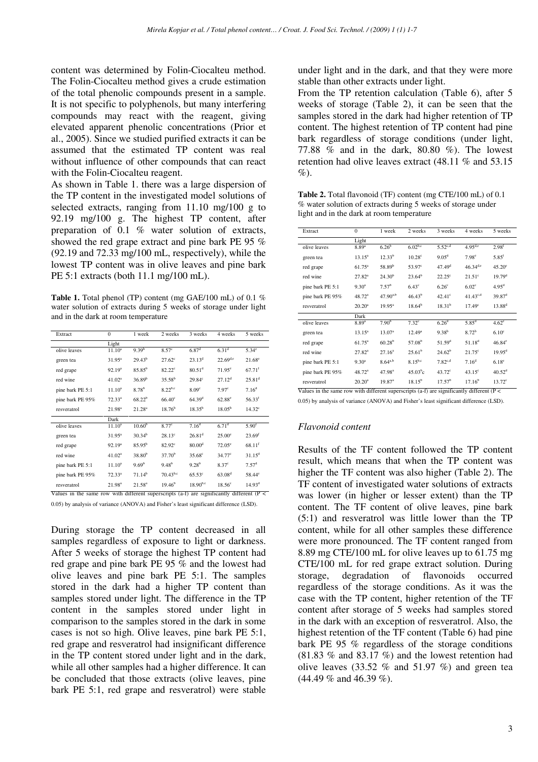content was determined by Folin-Ciocalteu method. The Folin-Ciocalteu method gives a crude estimation of the total phenolic compounds present in a sample. It is not specific to polyphenols, but many interfering compounds may react with the reagent, giving elevated apparent phenolic concentrations (Prior et al., 2005). Since we studied purified extracts it can be assumed that the estimated TP content was real without influence of other compounds that can react with the Folin-Ciocalteu reagent.

As shown in Table 1. there was a large dispersion of the TP content in the investigated model solutions of selected extracts, ranging from 11.10 mg/100 g to 92.19 mg/100 g. The highest TP content, after preparation of 0.1 % water solution of extracts, showed the red grape extract and pine bark PE 95 % (92.19 and 72.33 mg/100 mL, respectively), while the lowest TP content was in olive leaves and pine bark PE 5:1 extracts (both 11.1 mg/100 mL).

**Table 1.** Total phenol (TP) content (mg GAE/100 mL) of 0.1 % water solution of extracts during 5 weeks of storage under light and in the dark at room temperature

| Extract | 0 | 1 week | 2 weeks | 3 weeks | 4 weeks | 5 weeks |
|---|---|---|---|---|---|---|
| | Light | | | | | |
| olive leaves | 11.10[a] | 9.39[b] | 8.57[c] | 6.87[d] | 6.31[d] | 5.34[e] |
| green tea | 31.95[a] | 29.43[b] | 27.62[c] | 23.13[d] | 22.69[d,e] | 21.68[e] |
| red grape | 92.19[a] | 85.85[b] | 82.22[c] | 80.51[d] | 71.95[e] | 67.71[f] |
| red wine | 41.02[a] | 36.89[b] | 35.58[b] | 29.84[c] | 27.12[d] | 25.81[d] |
| pine bark PE 5:1 | 11.10[a] | 8.78[b] | 8.22[b,c] | 8.09[c] | 7.97[c] | 7.16[d] |
| pine bark PE 95% | 72.33[a] | 68.22[b] | 66.40[c] | 64.39[d] | 62.88[e] | 56.33[f] |
| resveratrol | 21.98[a] | 21.28[a] | 18.76[b] | 18.35[b] | 18.05[b] | 14.32[c] |
| | Dark | | | | | |
| olive leaves | 11.10[a] | 10.60[b] | 8.77[c] | 7.16[d] | 6.71[d] | 5.90[e] |
| green tea | 31.95[a] | 30.34[b] | 28.13[c] | 26.81[d] | 25.00[e] | 23.69[f] |
| red grape | 92.19[a] | 85.95[b] | 82.92[c] | 80.00[d] | 72.05[e] | 68.11[f] |
| red wine | 41.02[a] | 38.80[b] | 37.70[b] | 35.68[c] | 34.77[c] | 31.15[d] |
| pine bark PE 5:1 | 11.10[a] | 9.69[b] | 9.48[b] | 9.28[b] | 8.37[c] | 7.57[d] |
| pine bark PE 95% | 72.33[a] | 71.14[b] | 70.43[b,c] | 65.53[c] | 63.08[d] | 58.44[e] |
| resveratrol | 21.98[a] | 21.58[a] | 19.46[b] | 18.90[b,c] | 18.56[c] | 14.93[d] |

Values in the same row with different superscripts (a-f) are significantly different ($P < 0.05$) by analysis of variance (ANOVA) and Fisher's least significant difference (LSD).

During storage the TP content decreased in all samples regardless of exposure to light or darkness. After 5 weeks of storage the highest TP content had red grape and pine bark PE 95 % and the lowest had olive leaves and pine bark PE 5:1. The samples stored in the dark had a higher TP content than samples stored under light. The difference in the TP content in the samples stored under light in comparison to the samples stored in the dark in some cases is not so high. Olive leaves, pine bark PE 5:1, red grape and resveratrol had insignificant difference in the TP content stored under light and in the dark, while all other samples had a higher difference. It can be concluded that those extracts (olive leaves, pine bark PE 5:1, red grape and resveratrol) were stable under light and in the dark, and that they were more stable than other extracts under light.

From the TP retention calculation (Table 6), after 5 weeks of storage (Table 2), it can be seen that the samples stored in the dark had higher retention of TP content. The highest retention of TP content had pine bark regardless of storage conditions (under light, 77.88 % and in the dark, 80.80 %). The lowest retention had olive leaves extract (48.11 % and 53.15 %).

**Table 2.** Total flavonoid (TF) content (mg CTE/100 mL) of 0.1 % water solution of extracts during 5 weeks of storage under light and in the dark at room temperature

| Extract | 0 | 1 week | 2 weeks | 3 weeks | 4 weeks | 5 weeks |
|---|---|---|---|---|---|---|
| | Light | | | | | |
| olive leaves | 8.89[a] | 6.26[b] | 6.02[b,c] | 5.52[c,d] | 4.95[d,e] | 2.98[f] |
| green tea | 13.15[a] | 12.33[b] | 10.28[c] | 9.05[d] | 7.98[e] | 5.85[f] |
| red grape | 61.75[a] | 58.89[b] | 53.97[c] | 47.49[d] | 46.34[d,e] | 45.20[e] |
| red wine | 27.82[a] | 24.30[b] | 23.64[b] | 22.25[c] | 21.51[c] | 19.79[d] |
| pine bark PE 5:1 | 9.30[a] | 7.57[b] | 6.43[c] | 6.26[c] | 6.02[c] | 4.95[d] |
| pine bark PE 95% | 48.72[a] | 47.90[a,b] | 46.43[b] | 42.41[c] | 41.43[c,d] | 39.87[d] |
| resveratrol | 20.20[a] | 19.95[a] | 18.64[b] | 18.31[b] | 17.49[c] | 13.88[d] |
| | Dark | | | | | |
| olive leaves | 8.89[a] | 7.90[b] | 7.32[c] | 6.26[d] | 5.85[d] | 4.62[e] |
| green tea | 13.15[a] | 13.07[a] | 12.49[a] | 9.38[b] | 8.72[b] | 6.10[c] |
| red grape | 61.75[a] | 60.28[b] | 57.08[b] | 51.59[d] | 51.18[d] | 46.84[e] |
| red wine | 27.82[a] | 27.16[a] | 25.61[b] | 24.62[b] | 21.75[c] | 19.95[d] |
| pine bark PE 5:1 | 9.30[a] | 8.64[a,b] | 8.15[b,c] | 7.82[c,d] | 7.16[d] | 6.18[e] |
| pine bark PE 95% | 48.72[a] | 47.98[a] | 45.03[b]c | 43.72[c] | 43.15[c] | 40.52[d] |
| resveratrol | 20.20[a] | 19.87[a] | 18.15[b] | 17.57[b] | 17.16[b] | 13.72[c] |

Values in the same row with different superscripts (a-f) are significantly different ($P < 0.05$) by analysis of variance (ANOVA) and Fisher's least significant difference (LSD).

### *Flavonoid content*

Results of the TF content followed the TP content result, which means that when the TP content was higher the TF content was also higher (Table 2). The TF content of investigated water solutions of extracts was lower (in higher or lesser extent) than the TP content. The TF content of olive leaves, pine bark (5:1) and resveratrol was little lower than the TP content, while for all other samples these difference were more pronounced. The TF content ranged from 8.89 mg CTE/100 mL for olive leaves up to 61.75 mg CTE/100 mL for red grape extract solution. During storage, degradation of flavonoids occurred regardless of the storage conditions. As it was the case with the TP content, higher retention of the TF content after storage of 5 weeks had samples stored in the dark with an exception of resveratrol. Also, the highest retention of the TF content (Table 6) had pine bark PE 95 % regardless of the storage conditions (81.83 % and 83.17 %) and the lowest retention had olive leaves (33.52 % and 51.97 %) and green tea (44.49 % and 46.39 %).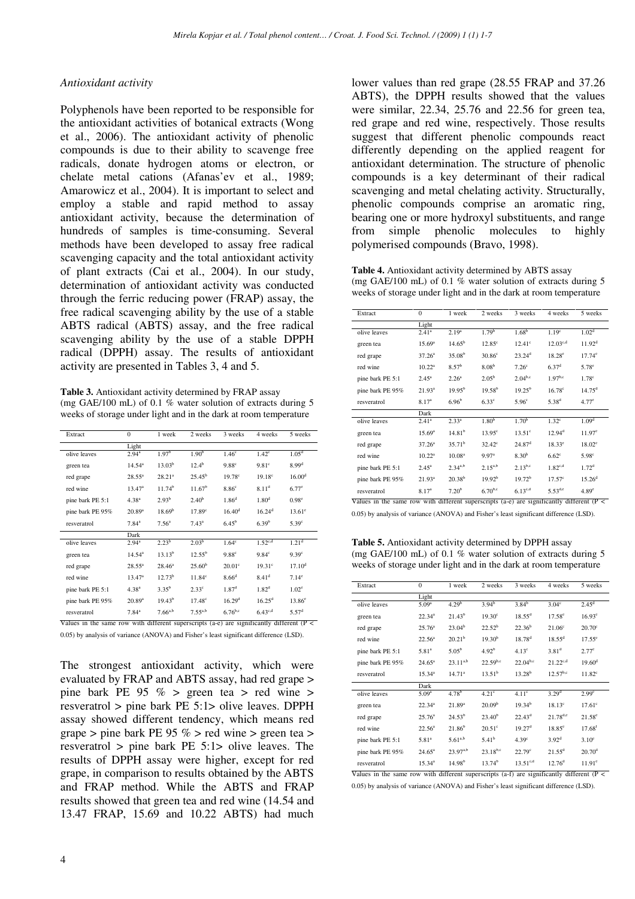### *Antioxidant activity*

Polyphenols have been reported to be responsible for the antioxidant activities of botanical extracts (Wong et al., 2006). The antioxidant activity of phenolic compounds is due to their ability to scavenge free radicals, donate hydrogen atoms or electron, or chelate metal cations (Afanas'ev et al., 1989; Amarowicz et al., 2004). It is important to select and employ a stable and rapid method to assay antioxidant activity, because the determination of hundreds of samples is time-consuming. Several methods have been developed to assay free radical scavenging capacity and the total antioxidant activity of plant extracts (Cai et al., 2004). In our study, determination of antioxidant activity was conducted through the ferric reducing power (FRAP) assay, the free radical scavenging ability by the use of a stable ABTS radical (ABTS) assay, and the free radical scavenging ability by the use of a stable DPPH radical (DPPH) assay. The results of antioxidant activity are presented in Tables 3, 4 and 5.

**Table 3.** Antioxidant activity determined by FRAP assay (mg GAE/100 mL) of 0.1 % water solution of extracts during 5 weeks of storage under light and in the dark at room temperature

| Extract | 0 | 1 week | 2 weeks | 3 weeks | 4 weeks | 5 weeks |
|---|---|---|---|---|---|---|
| | Light | | | | | |
| olive leaves | $2.94^{a}$ | $1.97^{b}$ | $1.90^{b}$ | $1.46^{c}$ | $1.42^{c}$ | $1.05^{d}$ |
| green tea | $14.54^{a}$ | $13.03^{b}$ | $12.4^{b}$ | $9.88^{c}$ | $9.81^{c}$ | $8.99^{d}$ |
| red grape | $28.55^{a}$ | $28.21^{a}$ | $25.45^{b}$ | $19.78^{c}$ | $19.18^{c}$ | $16.00^{d}$ |
| red wine | $13.47^{a}$ | $11.74^{b}$ | $11.67^{b}$ | $8.86^{c}$ | $8.11^{d}$ | $6.77^{e}$ |
| pine bark PE 5:1 | $4.38^{a}$ | $2.93^{b}$ | $2.40^{b}$ | $1.86^{d}$ | $1.80^{d}$ | $0.98^{e}$ |
| pine bark PE 95% | $20.89^{a}$ | $18.69^{b}$ | $17.89^{c}$ | $16.40^{d}$ | $16.24^{d}$ | $13.61^{e}$ |
| resveratrol | $7.84^{a}$ | $7.56^{a}$ | $7.43^{a}$ | $6.45^{b}$ | $6.39^{b}$ | $5.39^{c}$ |
| | Dark | | | | | |
| olive leaves | $2.94^{a}$ | $2.23^{b}$ | $2.03^{b}$ | $1.64^{c}$ | $1.52^{c,d}$ | $1.21^{d}$ |
| green tea | $14.54^{a}$ | $13.13^{b}$ | $12.55^{b}$ | $9.88^{c}$ | $9.84^{c}$ | $9.39^{c}$ |
| red grape | $28.55^{a}$ | $28.46^{a}$ | $25.60^{b}$ | $20.01^{c}$ | $19.31^{c}$ | $17.10^{d}$ |
| red wine | $13.47^{a}$ | $12.73^{b}$ | $11.84^{c}$ | $8.66^{d}$ | $8.41^{d}$ | $7.14^{e}$ |
| pine bark PE 5:1 | $4.38^{a}$ | $3.35^{b}$ | $2.33^{c}$ | $1.87^{d}$ | $1.82^{d}$ | $1.02^{e}$ |
| pine bark PE 95% | $20.89^{a}$ | $19.43^{b}$ | $17.48^{c}$ | $16.29^{d}$ | $16.25^{d}$ | $13.86^{e}$ |
| resveratrol | $7.84^{a}$ | $7.66^{a,b}$ | $7.55^{a,b}$ | $6.76^{b,c}$ | $6.43^{c,d}$ | $5.57^{d}$ |

Values in the same row with different superscripts (a-e) are significantly different ($P < 0.05$) by analysis of variance (ANOVA) and Fisher's least significant difference (LSD).

The strongest antioxidant activity, which were evaluated by FRAP and ABTS assay, had red grape > pine bark PE 95 % > green tea > red wine > resveratrol > pine bark PE 5:1> olive leaves. DPPH assay showed different tendency, which means red grape > pine bark PE 95 % > red wine > green tea > resveratrol > pine bark PE 5:1> olive leaves. The results of DPPH assay were higher, except for red grape, in comparison to results obtained by the ABTS and FRAP method. While the ABTS and FRAP results showed that green tea and red wine (14.54 and 13.47 FRAP, 15.69 and 10.22 ABTS) had much lower values than red grape (28.55 FRAP and 37.26 ABTS), the DPPH results showed that the values were similar, 22.34, 25.76 and 22.56 for green tea, red grape and red wine, respectively. Those results suggest that different phenolic compounds react differently depending on the applied reagent for antioxidant determination. The structure of phenolic compounds is a key determinant of their radical scavenging and metal chelating activity. Structurally, phenolic compounds comprise an aromatic ring, bearing one or more hydroxyl substituents, and range from simple phenolic molecules to highly polymerised compounds (Bravo, 1998).

**Table 4.** Antioxidant activity determined by ABTS assay (mg GAE/100 mL) of 0.1 % water solution of extracts during 5 weeks of storage under light and in the dark at room temperature

| Extract | 0 | 1 week | 2 weeks | 3 weeks | 4 weeks | 5 weeks |
|---|---|---|---|---|---|---|
| | Light | | | | | |
| olive leaves | $2.41^{a}$ | $2.19^{a}$ | $1.79^{b}$ | $1.68^{b}$ | $1.19^{c}$ | $1.02^{d}$ |
| green tea | $15.69^{a}$ | $14.65^{b}$ | $12.85^{c}$ | $12.41^{c}$ | $12.03^{c,d}$ | $11.92^{d}$ |
| red grape | $37.26^{a}$ | $35.08^{b}$ | $30.86^{c}$ | $23.24^{d}$ | $18.28^{e}$ | $17.74^{e}$ |
| red wine | $10.22^{a}$ | $8.57^{b}$ | $8.08^{b}$ | $7.26^{c}$ | $6.37^{d}$ | $5.78^{e}$ |
| pine bark PE 5:1 | $2.45^{a}$ | $2.26^{a}$ | $2.05^{b}$ | $2.04^{b,c}$ | $1.97^{b,c}$ | $1.78^{c}$ |
| pine bark PE 95% | $21.93^{a}$ | $19.95^{b}$ | $19.58^{b}$ | $19.25^{b}$ | $16.78^{c}$ | $14.75^{d}$ |
| resveratrol | $8.17^{a}$ | $6.96^{b}$ | $6.33^{c}$ | $5.96^{c}$ | $5.38^{d}$ | $4.77^{e}$ |
| | Dark | | | | | |
| olive leaves | $2.41^{a}$ | $2.33^{a}$ | $1.80^{b}$ | $1.70^{b}$ | $1.32^{c}$ | $1.09^{d}$ |
| green tea | $15.69^{a}$ | $14.81^{b}$ | $13.95^{c}$ | $13.51^{c}$ | $12.94^{d}$ | $11.97^{e}$ |
| red grape | $37.26^{a}$ | $35.71^{b}$ | $32.42^{c}$ | $24.87^{d}$ | $18.33^{e}$ | $18.02^{e}$ |
| red wine | $10.22^{a}$ | $10.08^{a}$ | $9.97^{a}$ | $8.30^{b}$ | $6.62^{c}$ | $5.98^{c}$ |
| pine bark PE 5:1 | $2.45^{a}$ | $2.34^{a,b}$ | $2.15^{a,b}$ | $2.13^{b,c}$ | $1.82^{c,d}$ | $1.72^{d}$ |
| pine bark PE 95% | $21.93^{a}$ | $20.38^{b}$ | $19.92^{b}$ | $19.72^{b}$ | $17.57^{c}$ | $15.26^{d}$ |
| resveratrol | $8.17^{a}$ | $7.20^{b}$ | $6.70^{b,c}$ | $6.13^{c,d}$ | $5.53^{d,e}$ | $4.89^{e}$ |

Values in the same row with different superscripts (a-e) are significantly different ($P < 0.05$) by analysis of variance (ANOVA) and Fisher's least significant difference (LSD).

**Table 5.** Antioxidant activity determined by DPPH assay (mg GAE/100 mL) of 0.1 % water solution of extracts during 5 weeks of storage under light and in the dark at room temperature

| Extract | 0 | 1 week | 2 weeks | 3 weeks | 4 weeks | 5 weeks |
|---|---|---|---|---|---|---|
| | Light | | | | | |
| olive leaves | $5.09^{a}$ | $4.29^{b}$ | $3.94^{b}$ | $3.84^{b}$ | $3.04^{c}$ | $2.45^{d}$ |
| green tea | $22.34^{a}$ | $21.43^{b}$ | $19.30^{c}$ | $18.55^{d}$ | $17.58^{e}$ | $16.93^{e}$ |
| red grape | $25.76^{a}$ | $23.04^{b}$ | $22.52^{b}$ | $22.36^{b}$ | $21.06^{c}$ | $20.70^{c}$ |
| red wine | $22.56^{a}$ | $20.21^{b}$ | $19.30^{b}$ | $18.78^{d}$ | $18.55^{d}$ | $17.55^{e}$ |
| pine bark PE 5:1 | $5.81^{a}$ | $5.05^{b}$ | $4.92^{b}$ | $4.13^{c}$ | $3.81^{d}$ | $2.77^{e}$ |
| pine bark PE 95% | $24.65^{a}$ | $23.11^{a,b}$ | $22.59^{b,c}$ | $22.04^{b,c}$ | $21.22^{c,d}$ | $19.60^{d}$ |
| resveratrol | $15.34^{a}$ | $14.71^{a}$ | $13.51^{b}$ | $13.28^{b}$ | $12.57^{b,c}$ | $11.82^{c}$ |
| | Dark | | | | | |
| olive leaves | $5.09^{a}$ | $4.78^{b}$ | $4.21^{c}$ | $4.11^{c}$ | $3.29^{d}$ | $2.99^{e}$ |
| green tea | $22.34^{a}$ | $21.89^{a}$ | $20.09^{b}$ | $19.34^{b}$ | $18.13^{c}$ | $17.61^{c}$ |
| red grape | $25.76^{a}$ | $24.53^{b}$ | $23.40^{b}$ | $22.43^{d}$ | $21.78^{d,e}$ | $21.58^{e}$ |
| red wine | $22.56^{a}$ | $21.86^{b}$ | $20.51^{c}$ | $19.27^{d}$ | $18.85^{e}$ | $17.68^{f}$ |
| pine bark PE 5:1 | $5.81^{a}$ | $5.61^{a,b}$ | $5.41^{b}$ | $4.39^{c}$ | $3.92^{d}$ | $3.10^{e}$ |
| pine bark PE 95% | $24.65^{a}$ | $23.97^{a,b}$ | $23.18^{b,c}$ | $22.79^{c}$ | $21.55^{d}$ | $20.70^{d}$ |
| resveratrol | $15.34^{a}$ | $14.98^{b}$ | $13.74^{b}$ | $13.51^{c,d}$ | $12.76^{d}$ | $11.91^{e}$ |

Values in the same row with different superscripts (a-f) are significantly different ($P < 0.05$) by analysis of variance (ANOVA) and Fisher's least significant difference (LSD).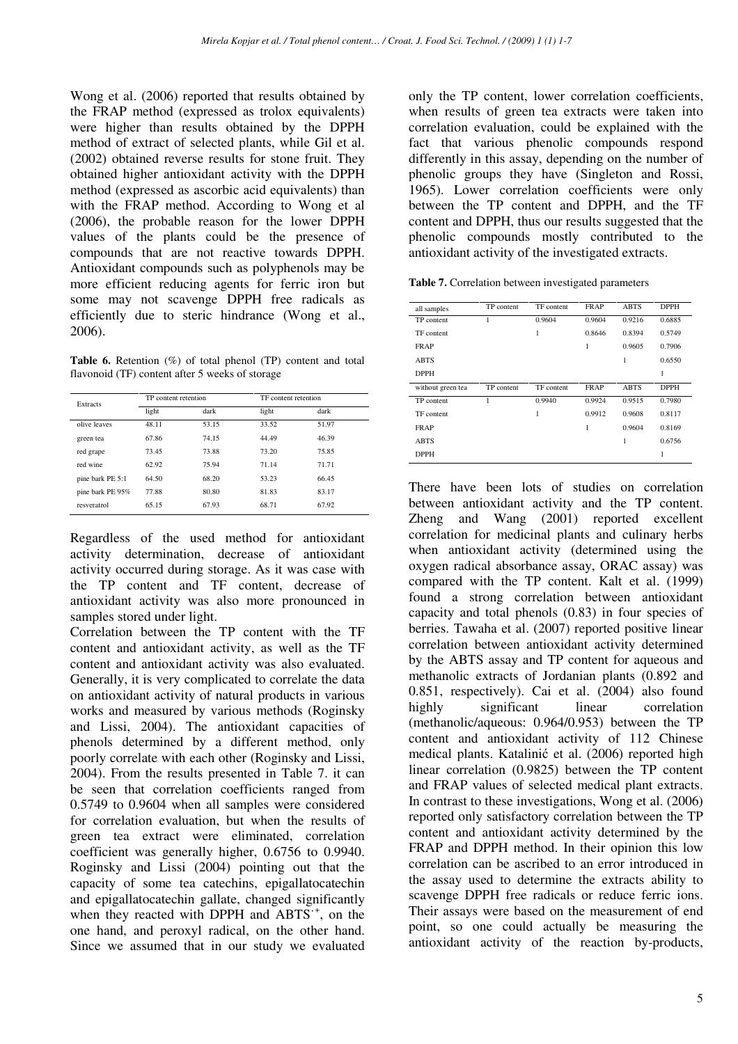Wong et al. (2006) reported that results obtained by the FRAP method (expressed as trolox equivalents) were higher than results obtained by the DPPH method of extract of selected plants, while Gil et al. (2002) obtained reverse results for stone fruit. They obtained higher antioxidant activity with the DPPH method (expressed as ascorbic acid equivalents) than with the FRAP method. According to Wong et al (2006), the probable reason for the lower DPPH values of the plants could be the presence of compounds that are not reactive towards DPPH. Antioxidant compounds such as polyphenols may be more efficient reducing agents for ferric iron but some may not scavenge DPPH free radicals as efficiently due to steric hindrance (Wong et al., 2006).

**Table 6.** Retention (%) of total phenol (TP) content and total flavonoid (TF) content after 5 weeks of storage

| Extracts | TP content retention | | TF content retention | |
|---|---|---|---|---|
| | light | dark | light | dark |
| olive leaves | 48.11 | 53.15 | 33.52 | 51.97 |
| green tea | 67.86 | 74.15 | 44.49 | 46.39 |
| red grape | 73.45 | 73.88 | 73.20 | 75.85 |
| red wine | 62.92 | 75.94 | 71.14 | 71.71 |
| pine bark PE 5:1 | 64.50 | 68.20 | 53.23 | 66.45 |
| pine bark PE 95% | 77.88 | 80.80 | 81.83 | 83.17 |
| resveratrol | 65.15 | 67.93 | 68.71 | 67.92 |

Regardless of the used method for antioxidant activity determination, decrease of antioxidant activity occurred during storage. As it was case with the TP content and TF content, decrease of antioxidant activity was also more pronounced in samples stored under light.

Correlation between the TP content with the TF content and antioxidant activity, as well as the TF content and antioxidant activity was also evaluated. Generally, it is very complicated to correlate the data on antioxidant activity of natural products in various works and measured by various methods (Roginsky and Lissi, 2004). The antioxidant capacities of phenols determined by a different method, only poorly correlate with each other (Roginsky and Lissi, 2004). From the results presented in Table 7. it can be seen that correlation coefficients ranged from 0.5749 to 0.9604 when all samples were considered for correlation evaluation, but when the results of green tea extract were eliminated, correlation coefficient was generally higher, 0.6756 to 0.9940. Roginsky and Lissi (2004) pointing out that the capacity of some tea catechins, epigallatocatechin and epigallatocatechin gallate, changed significantly when they reacted with DPPH and $ABTS^{\cdot+}$, on the one hand, and peroxyl radical, on the other hand. Since we assumed that in our study we evaluated only the TP content, lower correlation coefficients, when results of green tea extracts were taken into correlation evaluation, could be explained with the fact that various phenolic compounds respond differently in this assay, depending on the number of phenolic groups they have (Singleton and Rossi, 1965). Lower correlation coefficients were only between the TP content and DPPH, and the TF content and DPPH, thus our results suggested that the phenolic compounds mostly contributed to the antioxidant activity of the investigated extracts.

**Table 7.** Correlation between investigated parameters

| all samples | TP content | TF content | FRAP | ABTS | DPPH |
|---|---|---|---|---|---|
| TP content | 1 | 0.9604 | 0.9604 | 0.9216 | 0.6885 |
| TF content | | 1 | 0.8646 | 0.8394 | 0.5749 |
| FRAP | | | 1 | 0.9605 | 0.7906 |
| ABTS | | | | 1 | 0.6550 |
| DPPH | | | | | 1 |
| **without green tea** | **TP content** | **TF content** | **FRAP** | **ABTS** | **DPPH** |
| TP content | 1 | 0.9940 | 0.9924 | 0.9515 | 0.7980 |
| TF content | | 1 | 0.9912 | 0.9608 | 0.8117 |
| FRAP | | | 1 | 0.9604 | 0.8169 |
| ABTS | | | | 1 | 0.6756 |
| DPPH | | | | | 1 |

There have been lots of studies on correlation between antioxidant activity and the TP content. Zheng and Wang (2001) reported excellent correlation for medicinal plants and culinary herbs when antioxidant activity (determined using the oxygen radical absorbance assay, ORAC assay) was compared with the TP content. Kalt et al. (1999) found a strong correlation between antioxidant capacity and total phenols (0.83) in four species of berries. Tawaha et al. (2007) reported positive linear correlation between antioxidant activity determined by the ABTS assay and TP content for aqueous and methanolic extracts of Jordanian plants (0.892 and 0.851, respectively). Cai et al. (2004) also found highly significant linear correlation (methanolic/aqueous: 0.964/0.953) between the TP content and antioxidant activity of 112 Chinese medical plants. Katalinić et al. (2006) reported high linear correlation (0.9825) between the TP content and FRAP values of selected medical plant extracts. In contrast to these investigations, Wong et al. (2006) reported only satisfactory correlation between the TP content and antioxidant activity determined by the FRAP and DPPH method. In their opinion this low correlation can be ascribed to an error introduced in the assay used to determine the extracts ability to scavenge DPPH free radicals or reduce ferric ions. Their assays were based on the measurement of end point, so one could actually be measuring the antioxidant activity of the reaction by-products,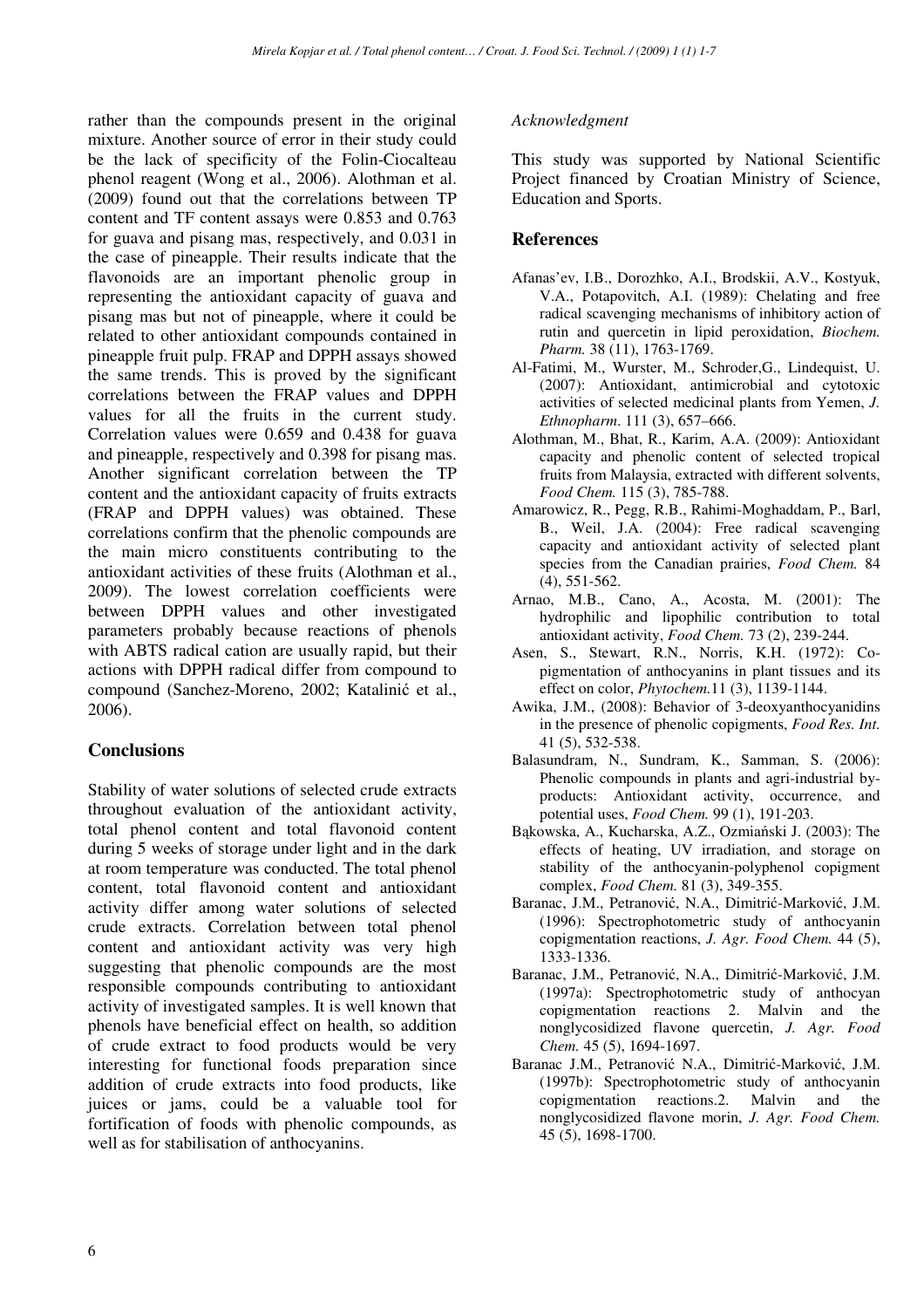rather than the compounds present in the original mixture. Another source of error in their study could be the lack of specificity of the Folin-Ciocalteau phenol reagent (Wong et al., 2006). Alothman et al. (2009) found out that the correlations between TP content and TF content assays were 0.853 and 0.763 for guava and pisang mas, respectively, and 0.031 in the case of pineapple. Their results indicate that the flavonoids are an important phenolic group in representing the antioxidant capacity of guava and pisang mas but not of pineapple, where it could be related to other antioxidant compounds contained in pineapple fruit pulp. FRAP and DPPH assays showed the same trends. This is proved by the significant correlations between the FRAP values and DPPH values for all the fruits in the current study. Correlation values were 0.659 and 0.438 for guava and pineapple, respectively and 0.398 for pisang mas. Another significant correlation between the TP content and the antioxidant capacity of fruits extracts (FRAP and DPPH values) was obtained. These correlations confirm that the phenolic compounds are the main micro constituents contributing to the antioxidant activities of these fruits (Alothman et al., 2009). The lowest correlation coefficients were between DPPH values and other investigated parameters probably because reactions of phenols with ABTS radical cation are usually rapid, but their actions with DPPH radical differ from compound to compound (Sanchez-Moreno, 2002; Katalinić et al., 2006).

## Conclusions

Stability of water solutions of selected crude extracts throughout evaluation of the antioxidant activity, total phenol content and total flavonoid content during 5 weeks of storage under light and in the dark at room temperature was conducted. The total phenol content, total flavonoid content and antioxidant activity differ among water solutions of selected crude extracts. Correlation between total phenol content and antioxidant activity was very high suggesting that phenolic compounds are the most responsible compounds contributing to antioxidant activity of investigated samples. It is well known that phenols have beneficial effect on health, so addition of crude extract to food products would be very interesting for functional foods preparation since addition of crude extracts into food products, like juices or jams, could be a valuable tool for fortification of foods with phenolic compounds, as well as for stabilisation of anthocyanins.

*Acknowledgment*

This study was supported by National Scientific Project financed by Croatian Ministry of Science, Education and Sports.

## References

Afanas'ev, I.B., Dorozhko, A.I., Brodskii, A.V., Kostyuk, V.A., Potapovitch, A.I. (1989): Chelating and free radical scavenging mechanisms of inhibitory action of rutin and quercetin in lipid peroxidation, *Biochem. Pharm.* 38 (11), 1763-1769.

Al-Fatimi, M., Wurster, M., Schroder,G., Lindequist, U. (2007): Antioxidant, antimicrobial and cytotoxic activities of selected medicinal plants from Yemen, *J. Ethnopharm.* 111 (3), 657–666.

Alothman, M., Bhat, R., Karim, A.A. (2009): Antioxidant capacity and phenolic content of selected tropical fruits from Malaysia, extracted with different solvents, *Food Chem.* 115 (3), 785-788.

Amarowicz, R., Pegg, R.B., Rahimi-Moghaddam, P., Barl, B., Weil, J.A. (2004): Free radical scavenging capacity and antioxidant activity of selected plant species from the Canadian prairies, *Food Chem.* 84 (4), 551-562.

Arnao, M.B., Cano, A., Acosta, M. (2001): The hydrophilic and lipophilic contribution to total antioxidant activity, *Food Chem.* 73 (2), 239-244.

Asen, S., Stewart, R.N., Norris, K.H. (1972): Co-pigmentation of anthocyanins in plant tissues and its effect on color, *Phytochem.*11 (3), 1139-1144.

Awika, J.M., (2008): Behavior of 3-deoxyanthocyanidins in the presence of phenolic copigments, *Food Res. Int.* 41 (5), 532-538.

Balasundram, N., Sundram, K., Samman, S. (2006): Phenolic compounds in plants and agri-industrial by-products: Antioxidant activity, occurrence, and potential uses, *Food Chem.* 99 (1), 191-203.

Bąkowska, A., Kucharska, A.Z., Ozmiański J. (2003): The effects of heating, UV irradiation, and storage on stability of the anthocyanin-polyphenol copigment complex, *Food Chem.* 81 (3), 349-355.

Baranac, J.M., Petranović, N.A., Dimitrić-Marković, J.M. (1996): Spectrophotometric study of anthocyanin copigmentation reactions, *J. Agr. Food Chem.* 44 (5), 1333-1336.

Baranac, J.M., Petranović, N.A., Dimitrić-Marković, J.M. (1997a): Spectrophotometric study of anthocyan copigmentation reactions 2. Malvin and the nonglycosidized flavone quercetin, *J. Agr. Food Chem.* 45 (5), 1694-1697.

Baranac J.M., Petranović N.A., Dimitrić-Marković, J.M. (1997b): Spectrophotometric study of anthocyanin copigmentation reactions.2. Malvin and the nonglycosidized flavone morin, *J. Agr. Food Chem.* 45 (5), 1698-1700.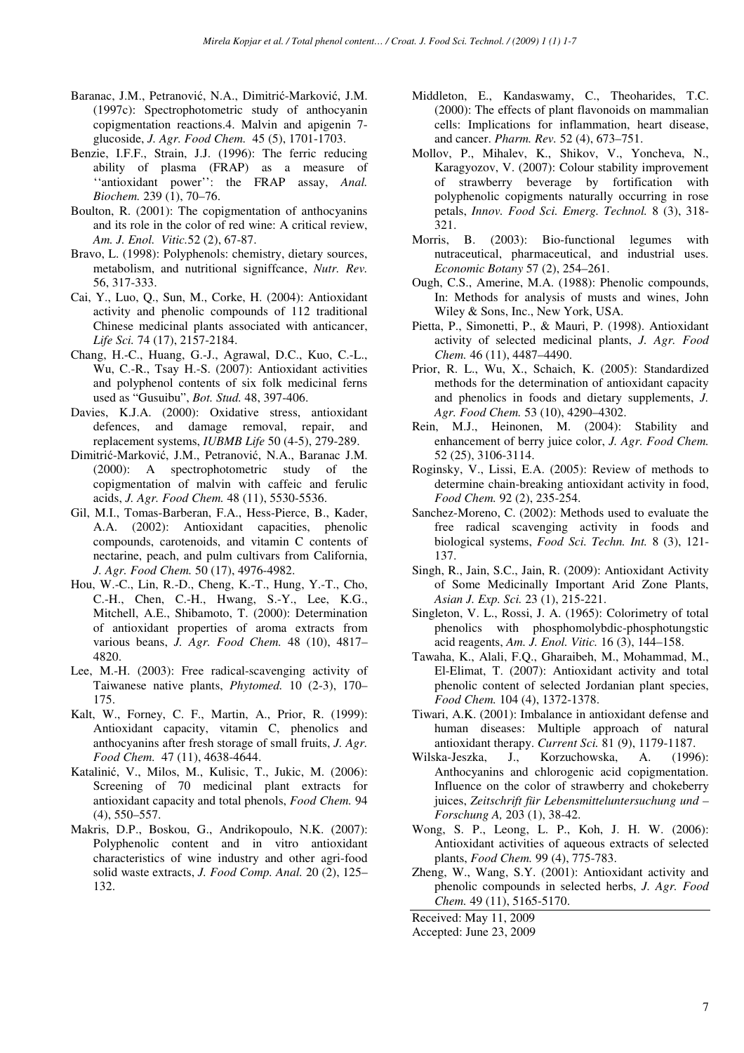Baranac, J.M., Petranović, N.A., Dimitrić-Marković, J.M. (1997c): Spectrophotometric study of anthocyanin copigmentation reactions.4. Malvin and apigenin 7-glucoside, *J. Agr. Food Chem.* 45 (5), 1701-1703.

Benzie, I.F.F., Strain, J.J. (1996): The ferric reducing ability of plasma (FRAP) as a measure of ''antioxidant power'': the FRAP assay, *Anal. Biochem.* 239 (1), 70–76.

Boulton, R. (2001): The copigmentation of anthocyanins and its role in the color of red wine: A critical review, *Am. J. Enol. Vitic.*52 (2), 67-87.

Bravo, L. (1998): Polyphenols: chemistry, dietary sources, metabolism, and nutritional signiffcance, *Nutr. Rev.* 56, 317-333.

Cai, Y., Luo, Q., Sun, M., Corke, H. (2004): Antioxidant activity and phenolic compounds of 112 traditional Chinese medicinal plants associated with anticancer, *Life Sci.* 74 (17), 2157-2184.

Chang, H.-C., Huang, G.-J., Agrawal, D.C., Kuo, C.-L., Wu, C.-R., Tsay H.-S. (2007): Antioxidant activities and polyphenol contents of six folk medicinal ferns used as "Gusuibu", *Bot. Stud.* 48, 397-406.

Davies, K.J.A. (2000): Oxidative stress, antioxidant defences, and damage removal, repair, and replacement systems, *IUBMB Life* 50 (4-5), 279-289.

Dimitrić-Marković, J.M., Petranović, N.A., Baranac J.M. (2000): A spectrophotometric study of the copigmentation of malvin with caffeic and ferulic acids, *J. Agr. Food Chem.* 48 (11), 5530-5536.

Gil, M.I., Tomas-Barberan, F.A., Hess-Pierce, B., Kader, A.A. (2002): Antioxidant capacities, phenolic compounds, carotenoids, and vitamin C contents of nectarine, peach, and pulm cultivars from California, *J. Agr. Food Chem.* 50 (17), 4976-4982.

Hou, W.-C., Lin, R.-D., Cheng, K.-T., Hung, Y.-T., Cho, C.-H., Chen, C.-H., Hwang, S.-Y., Lee, K.G., Mitchell, A.E., Shibamoto, T. (2000): Determination of antioxidant properties of aroma extracts from various beans, *J. Agr. Food Chem.* 48 (10), 4817–4820.

Lee, M.-H. (2003): Free radical-scavenging activity of Taiwanese native plants, *Phytomed.* 10 (2-3), 170–175.

Kalt, W., Forney, C. F., Martin, A., Prior, R. (1999): Antioxidant capacity, vitamin C, phenolics and anthocyanins after fresh storage of small fruits, *J. Agr. Food Chem.* 47 (11), 4638-4644.

Katalinić, V., Milos, M., Kulisic, T., Jukic, M. (2006): Screening of 70 medicinal plant extracts for antioxidant capacity and total phenols, *Food Chem.* 94 (4), 550–557.

Makris, D.P., Boskou, G., Andrikopoulo, N.K. (2007): Polyphenolic content and in vitro antioxidant characteristics of wine industry and other agri-food solid waste extracts, *J. Food Comp. Anal.* 20 (2), 125–132.

Middleton, E., Kandaswamy, C., Theoharides, T.C. (2000): The effects of plant flavonoids on mammalian cells: Implications for inflammation, heart disease, and cancer. *Pharm. Rev.* 52 (4), 673–751.

Mollov, P., Mihalev, K., Shikov, V., Yoncheva, N., Karagyozov, V. (2007): Colour stability improvement of strawberry beverage by fortification with polyphenolic copigments naturally occurring in rose petals, *Innov. Food Sci. Emerg. Technol.* 8 (3), 318-321.

Morris, B. (2003): Bio-functional legumes with nutraceutical, pharmaceutical, and industrial uses. *Economic Botany* 57 (2), 254–261.

Ough, C.S., Amerine, M.A. (1988): Phenolic compounds, In: Methods for analysis of musts and wines, John Wiley & Sons, Inc., New York, USA.

Pietta, P., Simonetti, P., & Mauri, P. (1998). Antioxidant activity of selected medicinal plants, *J. Agr. Food Chem.* 46 (11), 4487–4490.

Prior, R. L., Wu, X., Schaich, K. (2005): Standardized methods for the determination of antioxidant capacity and phenolics in foods and dietary supplements, *J. Agr. Food Chem.* 53 (10), 4290–4302.

Rein, M.J., Heinonen, M. (2004): Stability and enhancement of berry juice color, *J. Agr. Food Chem.* 52 (25), 3106-3114.

Roginsky, V., Lissi, E.A. (2005): Review of methods to determine chain-breaking antioxidant activity in food, *Food Chem.* 92 (2), 235-254.

Sanchez-Moreno, C. (2002): Methods used to evaluate the free radical scavenging activity in foods and biological systems, *Food Sci. Techn. Int.* 8 (3), 121-137.

Singh, R., Jain, S.C., Jain, R. (2009): Antioxidant Activity of Some Medicinally Important Arid Zone Plants, *Asian J. Exp. Sci.* 23 (1), 215-221.

Singleton, V. L., Rossi, J. A. (1965): Colorimetry of total phenolics with phosphomolybdic-phosphotungstic acid reagents, *Am. J. Enol. Vitic.* 16 (3), 144–158.

Tawaha, K., Alali, F.Q., Gharaibeh, M., Mohammad, M., El-Elimat, T. (2007): Antioxidant activity and total phenolic content of selected Jordanian plant species, *Food Chem.* 104 (4), 1372-1378.

Tiwari, A.K. (2001): Imbalance in antioxidant defense and human diseases: Multiple approach of natural antioxidant therapy. *Current Sci.* 81 (9), 1179-1187.

Wilska-Jeszka, J., Korzuchowska, A. (1996): Anthocyanins and chlorogenic acid copigmentation. Influence on the color of strawberry and chokeberry juices, *Zeitschrift für Lebensmitteluntersuchung und – Forschung A,* 203 (1), 38-42.

Wong, S. P., Leong, L. P., Koh, J. H. W. (2006): Antioxidant activities of aqueous extracts of selected plants, *Food Chem.* 99 (4), 775-783.

Zheng, W., Wang, S.Y. (2001): Antioxidant activity and phenolic compounds in selected herbs, *J. Agr. Food Chem.* 49 (11), 5165-5170.

Received: May 11, 2009
Accepted: June 23, 2009